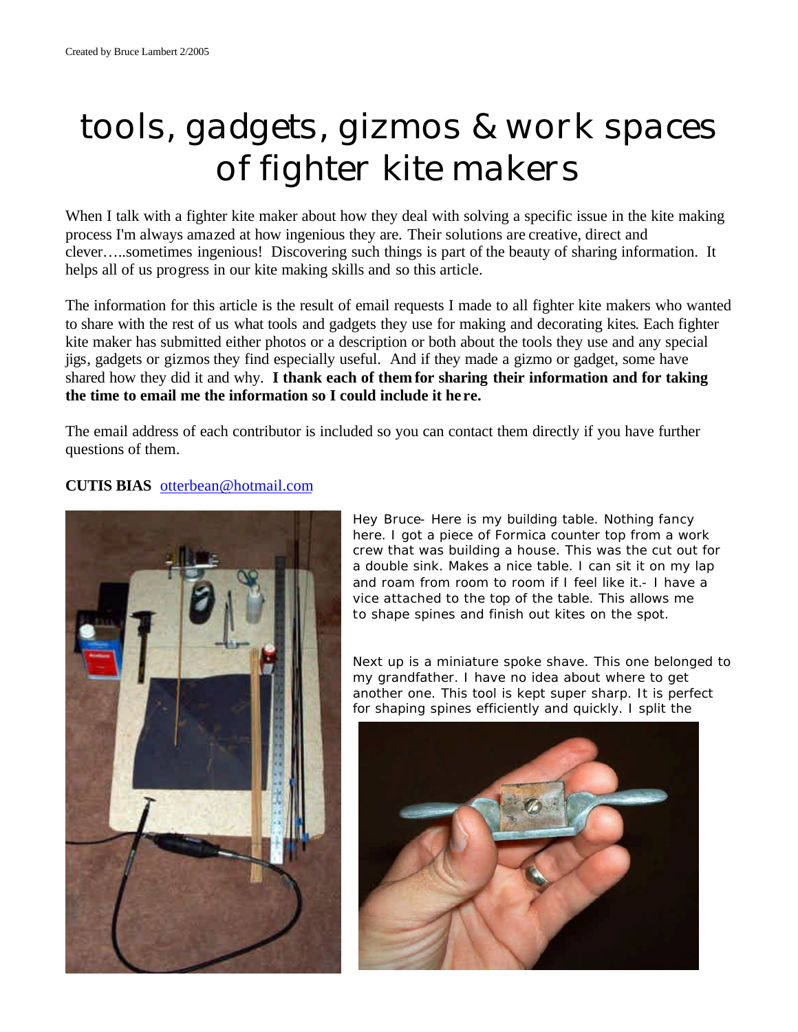Created by Bruce Lambert 2/2005

# tools, gadgets, gizmos & work spaces of fighter kite makers

When I talk with a fighter kite maker about how they deal with solving a specific issue in the kite making process I'm always amazed at how ingenious they are. Their solutions are creative, direct and clever…..sometimes ingenious! Discovering such things is part of the beauty of sharing information. It helps all of us progress in our kite making skills and so this article.

The information for this article is the result of email requests I made to all fighter kite makers who wanted to share with the rest of us what tools and gadgets they use for making and decorating kites. Each fighter kite maker has submitted either photos or a description or both about the tools they use and any special jigs, gadgets or gizmos they find especially useful. And if they made a gizmo or gadget, some have shared how they did it and why. **I thank each of them for sharing their information and for taking the time to email me the information so I could include it here.**

The email address of each contributor is included so you can contact them directly if you have further questions of them.

**CUTIS BIAS** otterbean@hotmail.com

Hey Bruce- Here is my building table. Nothing fancy here. I got a piece of Formica counter top from a work crew that was building a house. This was the cut out for a double sink. Makes a nice table. I can sit it on my lap and roam from room to room if I feel like it.- I have a vice attached to the top of the table. This allows me to shape spines and finish out kites on the spot.

Next up is a miniature spoke shave. This one belonged to my grandfather. I have no idea about where to get another one. This tool is kept super sharp. It is perfect for shaping spines efficiently and quickly. I split the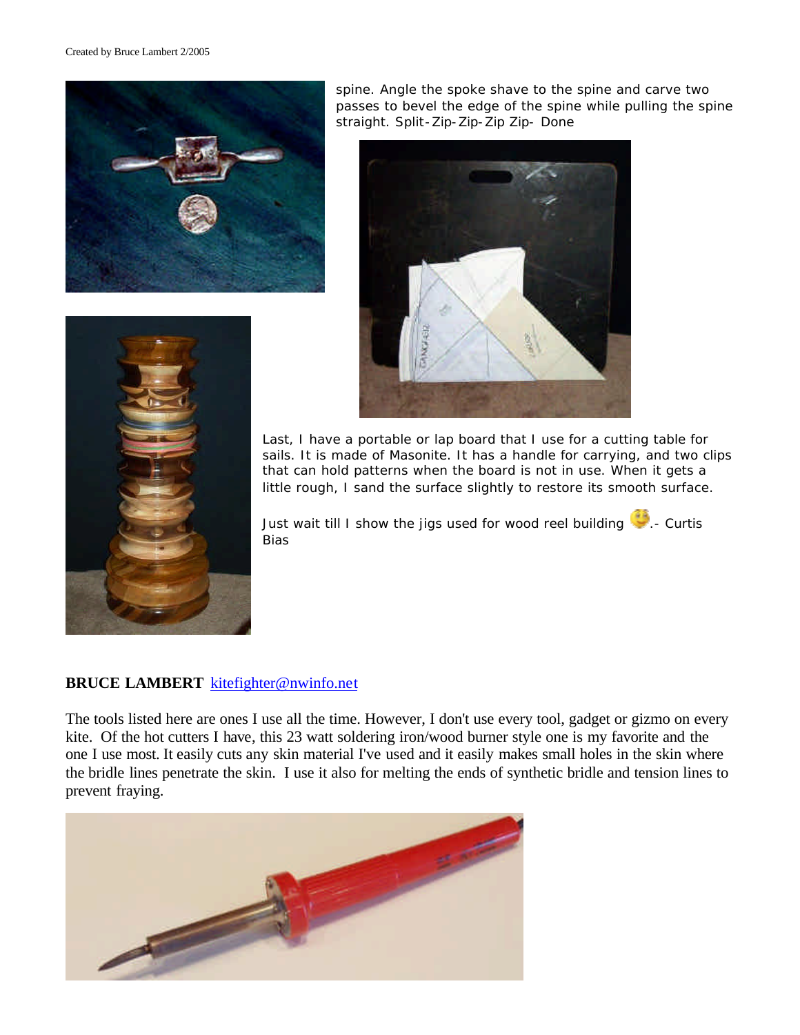spine. Angle the spoke shave to the spine and carve two passes to bevel the edge of the spine while pulling the spine straight. Split-Zip-Zip-Zip Zip- Done

Last, I have a portable or lap board that I use for a cutting table for sails. It is made of Masonite. It has a handle for carrying, and two clips that can hold patterns when the board is not in use. When it gets a little rough, I sand the surface slightly to restore its smooth surface.

Just wait till I show the jigs used for wood reel building .- Curtis Bias

**BRUCE LAMBERT** kitefighter@nwinfo.net

The tools listed here are ones I use all the time. However, I don't use every tool, gadget or gizmo on every kite. Of the hot cutters I have, this 23 watt soldering iron/wood burner style one is my favorite and the one I use most. It easily cuts any skin material I've used and it easily makes small holes in the skin where the bridle lines penetrate the skin. I use it also for melting the ends of synthetic bridle and tension lines to prevent fraying.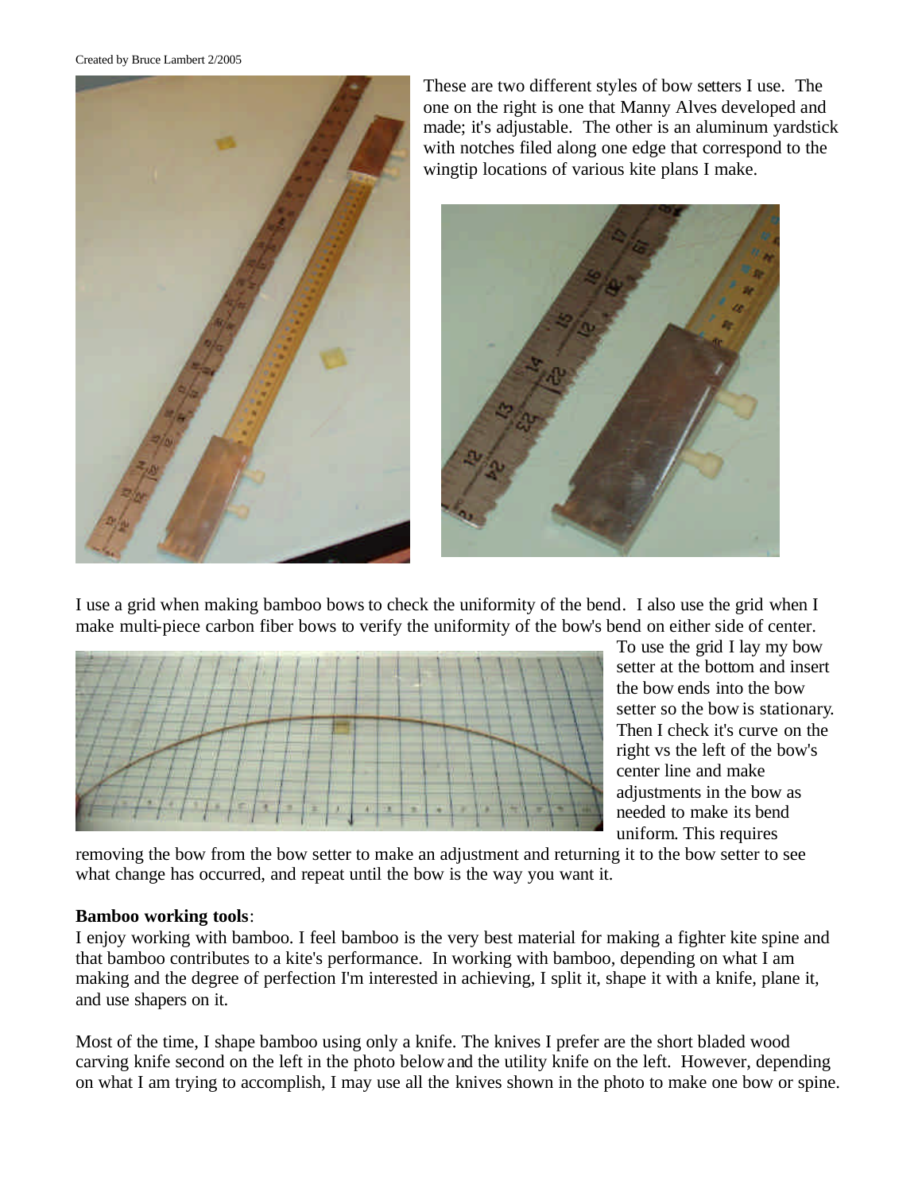These are two different styles of bow setters I use. The one on the right is one that Manny Alves developed and made; it's adjustable. The other is an aluminum yardstick with notches filed along one edge that correspond to the wingtip locations of various kite plans I make.

I use a grid when making bamboo bows to check the uniformity of the bend. I also use the grid when I make multi-piece carbon fiber bows to verify the uniformity of the bow's bend on either side of center.

To use the grid I lay my bow setter at the bottom and insert the bow ends into the bow setter so the bow is stationary. Then I check it's curve on the right vs the left of the bow's center line and make adjustments in the bow as needed to make its bend uniform. This requires removing the bow from the bow setter to make an adjustment and returning it to the bow setter to see what change has occurred, and repeat until the bow is the way you want it.

**Bamboo working tools**:

I enjoy working with bamboo. I feel bamboo is the very best material for making a fighter kite spine and that bamboo contributes to a kite's performance. In working with bamboo, depending on what I am making and the degree of perfection I'm interested in achieving, I split it, shape it with a knife, plane it, and use shapers on it.

Most of the time, I shape bamboo using only a knife. The knives I prefer are the short bladed wood carving knife second on the left in the photo below and the utility knife on the left. However, depending on what I am trying to accomplish, I may use all the knives shown in the photo to make one bow or spine.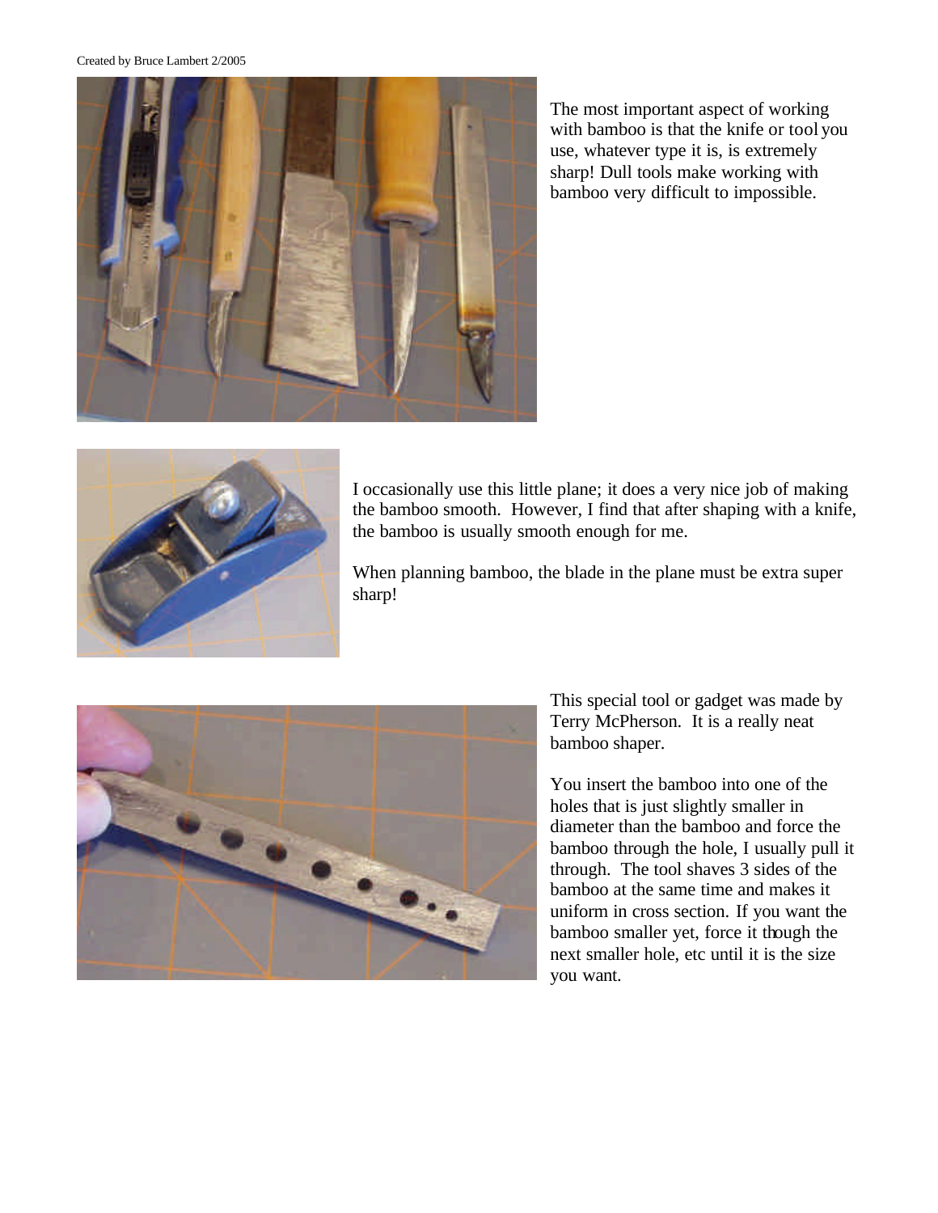The most important aspect of working with bamboo is that the knife or tool you use, whatever type it is, is extremely sharp! Dull tools make working with bamboo very difficult to impossible.

I occasionally use this little plane; it does a very nice job of making the bamboo smooth. However, I find that after shaping with a knife, the bamboo is usually smooth enough for me.

When planning bamboo, the blade in the plane must be extra super sharp!

This special tool or gadget was made by Terry McPherson. It is a really neat bamboo shaper.

You insert the bamboo into one of the holes that is just slightly smaller in diameter than the bamboo and force the bamboo through the hole, I usually pull it through. The tool shaves 3 sides of the bamboo at the same time and makes it uniform in cross section. If you want the bamboo smaller yet, force it though the next smaller hole, etc until it is the size you want.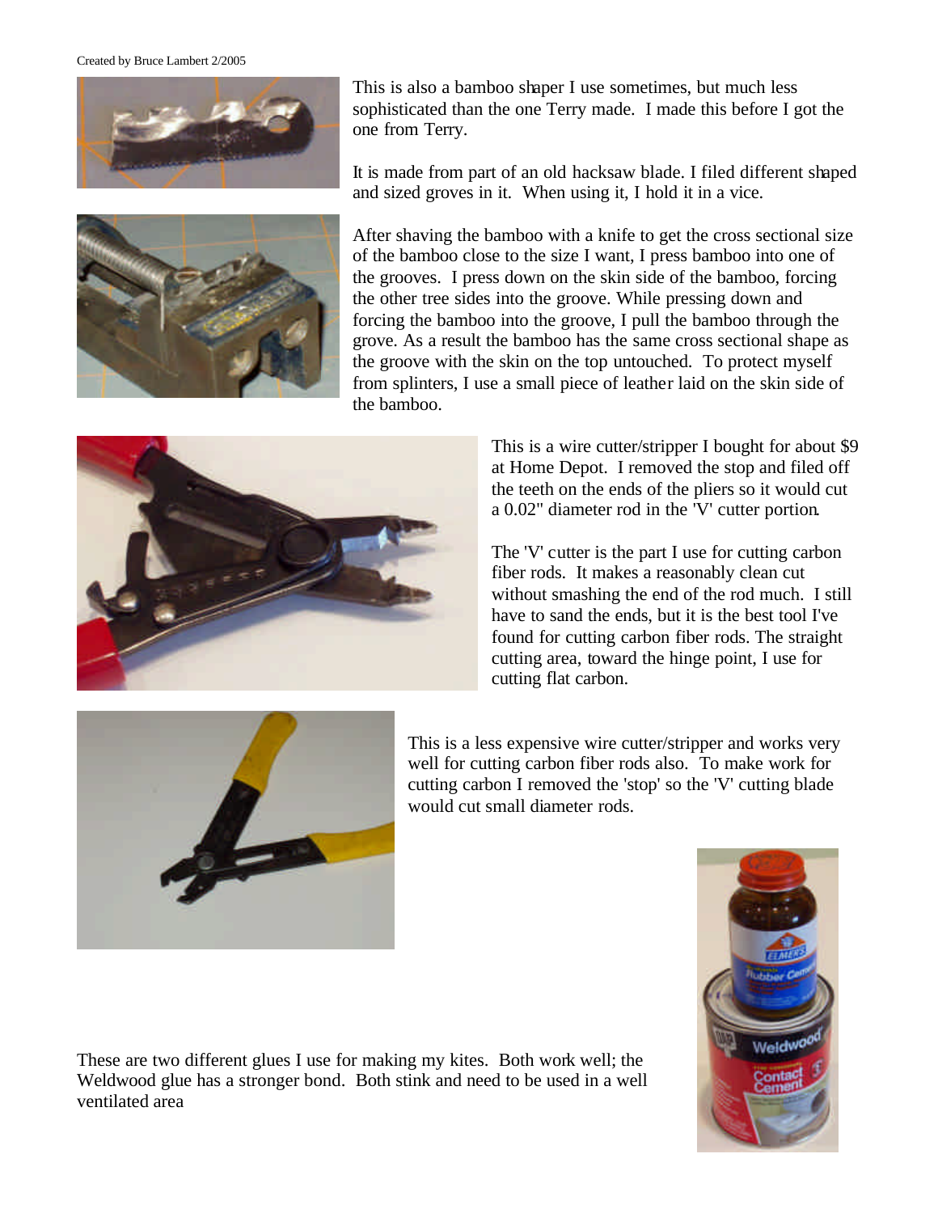Created by Bruce Lambert 2/2005

This is also a bamboo shaper I use sometimes, but much less sophisticated than the one Terry made. I made this before I got the one from Terry.

It is made from part of an old hacksaw blade. I filed different shaped and sized groves in it. When using it, I hold it in a vice.

After shaving the bamboo with a knife to get the cross sectional size of the bamboo close to the size I want, I press bamboo into one of the grooves. I press down on the skin side of the bamboo, forcing the other tree sides into the groove. While pressing down and forcing the bamboo into the groove, I pull the bamboo through the grove. As a result the bamboo has the same cross sectional shape as the groove with the skin on the top untouched. To protect myself from splinters, I use a small piece of leather laid on the skin side of the bamboo.

This is a wire cutter/stripper I bought for about $9 at Home Depot. I removed the stop and filed off the teeth on the ends of the pliers so it would cut a 0.02" diameter rod in the 'V' cutter portion.

The 'V' cutter is the part I use for cutting carbon fiber rods. It makes a reasonably clean cut without smashing the end of the rod much. I still have to sand the ends, but it is the best tool I've found for cutting carbon fiber rods. The straight cutting area, toward the hinge point, I use for cutting flat carbon.

This is a less expensive wire cutter/stripper and works very well for cutting carbon fiber rods also. To make work for cutting carbon I removed the 'stop' so the 'V' cutting blade would cut small diameter rods.

These are two different glues I use for making my kites. Both work well; the Weldwood glue has a stronger bond. Both stink and need to be used in a well ventilated area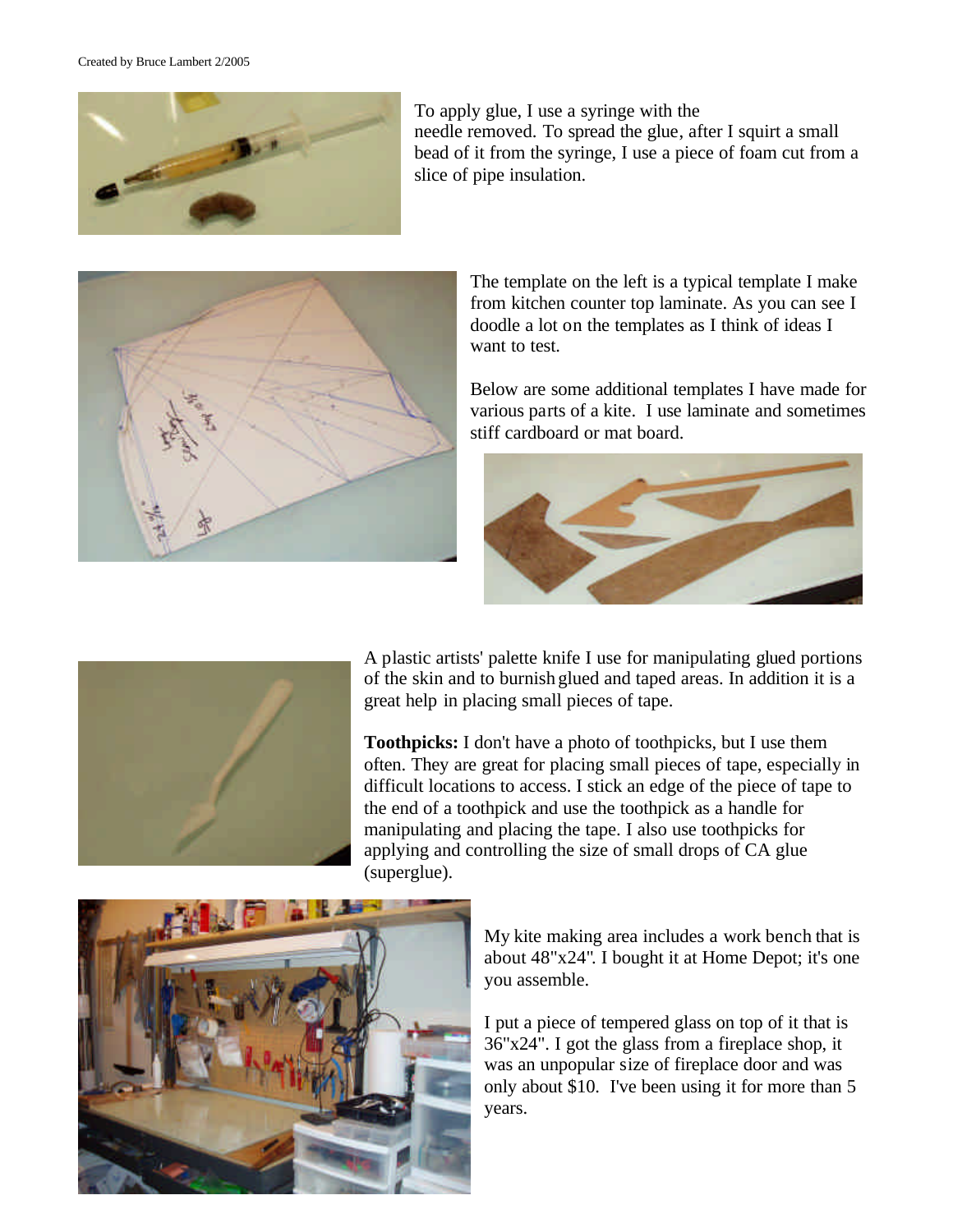To apply glue, I use a syringe with the needle removed. To spread the glue, after I squirt a small bead of it from the syringe, I use a piece of foam cut from a slice of pipe insulation.

The template on the left is a typical template I make from kitchen counter top laminate. As you can see I doodle a lot on the templates as I think of ideas I want to test.

Below are some additional templates I have made for various parts of a kite. I use laminate and sometimes stiff cardboard or mat board.

A plastic artists' palette knife I use for manipulating glued portions of the skin and to burnish glued and taped areas. In addition it is a great help in placing small pieces of tape.

**Toothpicks:** I don't have a photo of toothpicks, but I use them often. They are great for placing small pieces of tape, especially in difficult locations to access. I stick an edge of the piece of tape to the end of a toothpick and use the toothpick as a handle for manipulating and placing the tape. I also use toothpicks for applying and controlling the size of small drops of CA glue (superglue).

My kite making area includes a work bench that is about 48"x24". I bought it at Home Depot; it's one you assemble.

I put a piece of tempered glass on top of it that is 36"x24". I got the glass from a fireplace shop, it was an unpopular size of fireplace door and was only about $10. I've been using it for more than 5 years.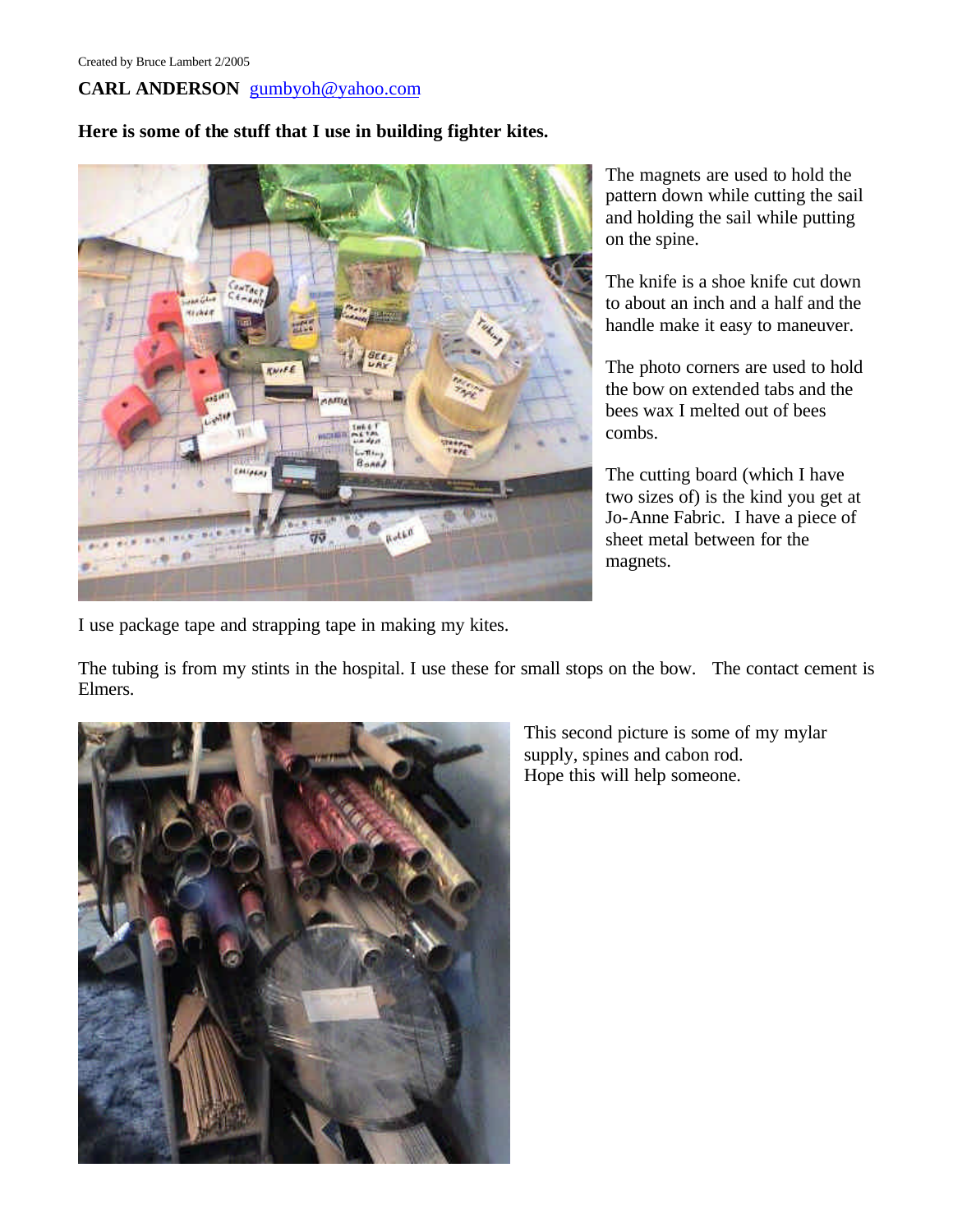Created by Bruce Lambert 2/2005

**CARL ANDERSON** gumbyoh@yahoo.com

**Here is some of the stuff that I use in building fighter kites.**

The magnets are used to hold the pattern down while cutting the sail and holding the sail while putting on the spine.

The knife is a shoe knife cut down to about an inch and a half and the handle make it easy to maneuver.

The photo corners are used to hold the bow on extended tabs and the bees wax I melted out of bees combs.

The cutting board (which I have two sizes of) is the kind you get at Jo-Anne Fabric. I have a piece of sheet metal between for the magnets.

I use package tape and strapping tape in making my kites.

The tubing is from my stints in the hospital. I use these for small stops on the bow. The contact cement is Elmers.

This second picture is some of my mylar supply, spines and cabon rod.
Hope this will help someone.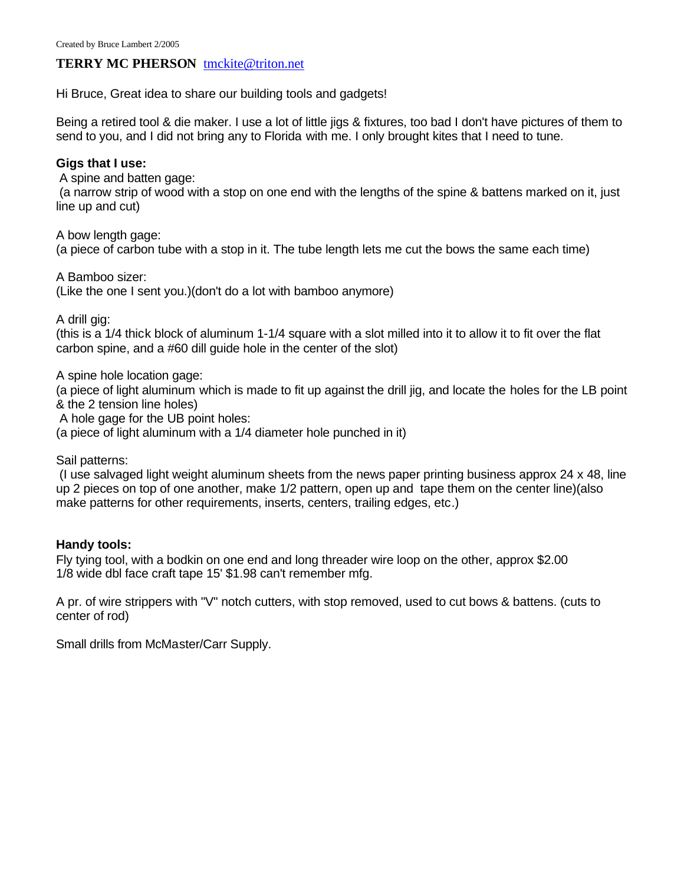Created by Bruce Lambert 2/2005

**TERRY MC PHERSON** tmckite@triton.net

Hi Bruce, Great idea to share our building tools and gadgets!

Being a retired tool & die maker. I use a lot of little jigs & fixtures, too bad I don't have pictures of them to send to you, and I did not bring any to Florida with me. I only brought kites that I need to tune.

**Gigs that I use:**

A spine and batten gage:
(a narrow strip of wood with a stop on one end with the lengths of the spine & battens marked on it, just line up and cut)

A bow length gage:
(a piece of carbon tube with a stop in it. The tube length lets me cut the bows the same each time)

A Bamboo sizer:
(Like the one I sent you.)(don't do a lot with bamboo anymore)

A drill gig:
(this is a 1/4 thick block of aluminum 1-1/4 square with a slot milled into it to allow it to fit over the flat carbon spine, and a #60 dill guide hole in the center of the slot)

A spine hole location gage:
(a piece of light aluminum which is made to fit up against the drill jig, and locate the holes for the LB point & the 2 tension line holes)
A hole gage for the UB point holes:
(a piece of light aluminum with a 1/4 diameter hole punched in it)

Sail patterns:
(I use salvaged light weight aluminum sheets from the news paper printing business approx 24 x 48, line up 2 pieces on top of one another, make 1/2 pattern, open up and tape them on the center line)(also make patterns for other requirements, inserts, centers, trailing edges, etc.)

**Handy tools:**
Fly tying tool, with a bodkin on one end and long threader wire loop on the other, approx $2.00
1/8 wide dbl face craft tape 15' $1.98 can't remember mfg.

A pr. of wire strippers with "V" notch cutters, with stop removed, used to cut bows & battens. (cuts to center of rod)

Small drills from McMaster/Carr Supply.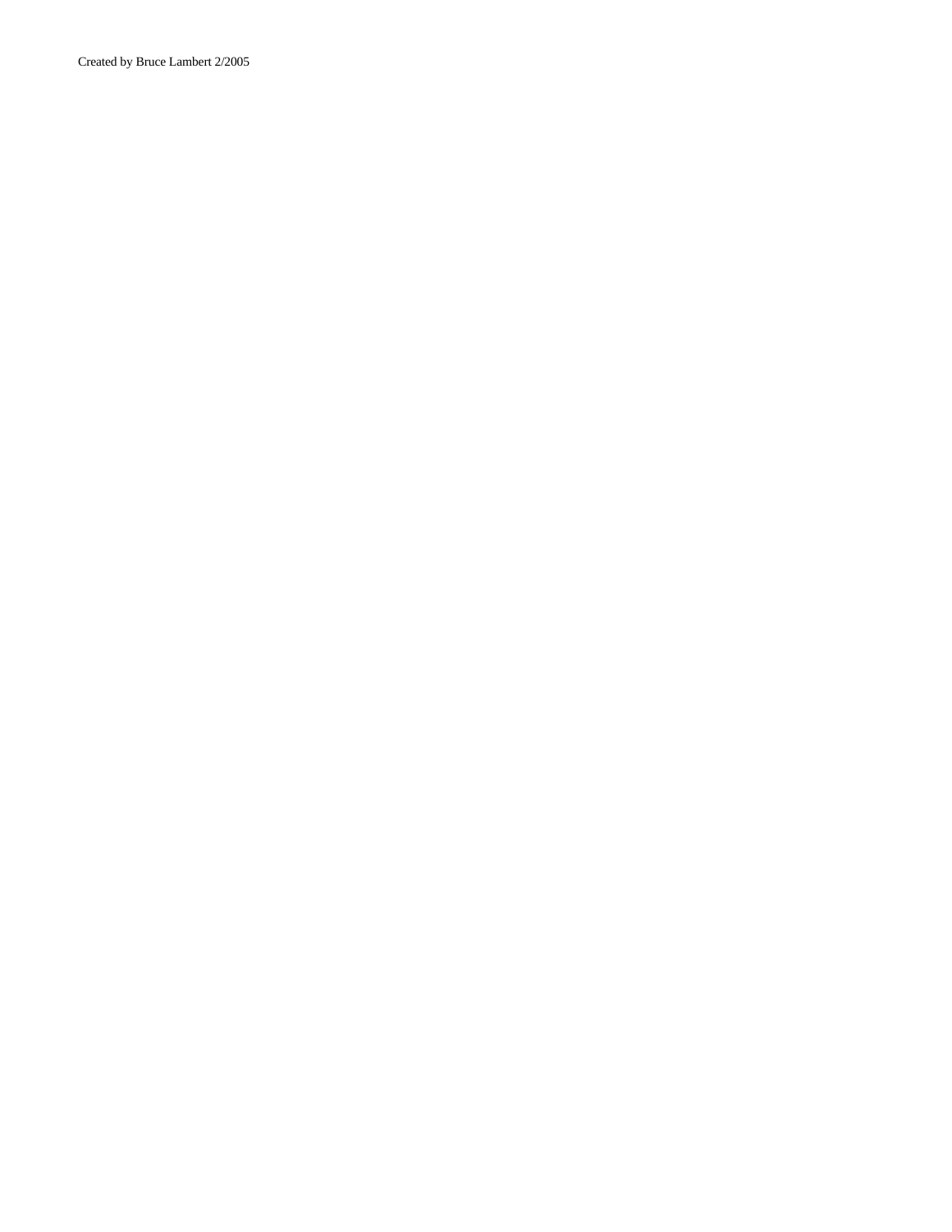Created by Bruce Lambert 2/2005